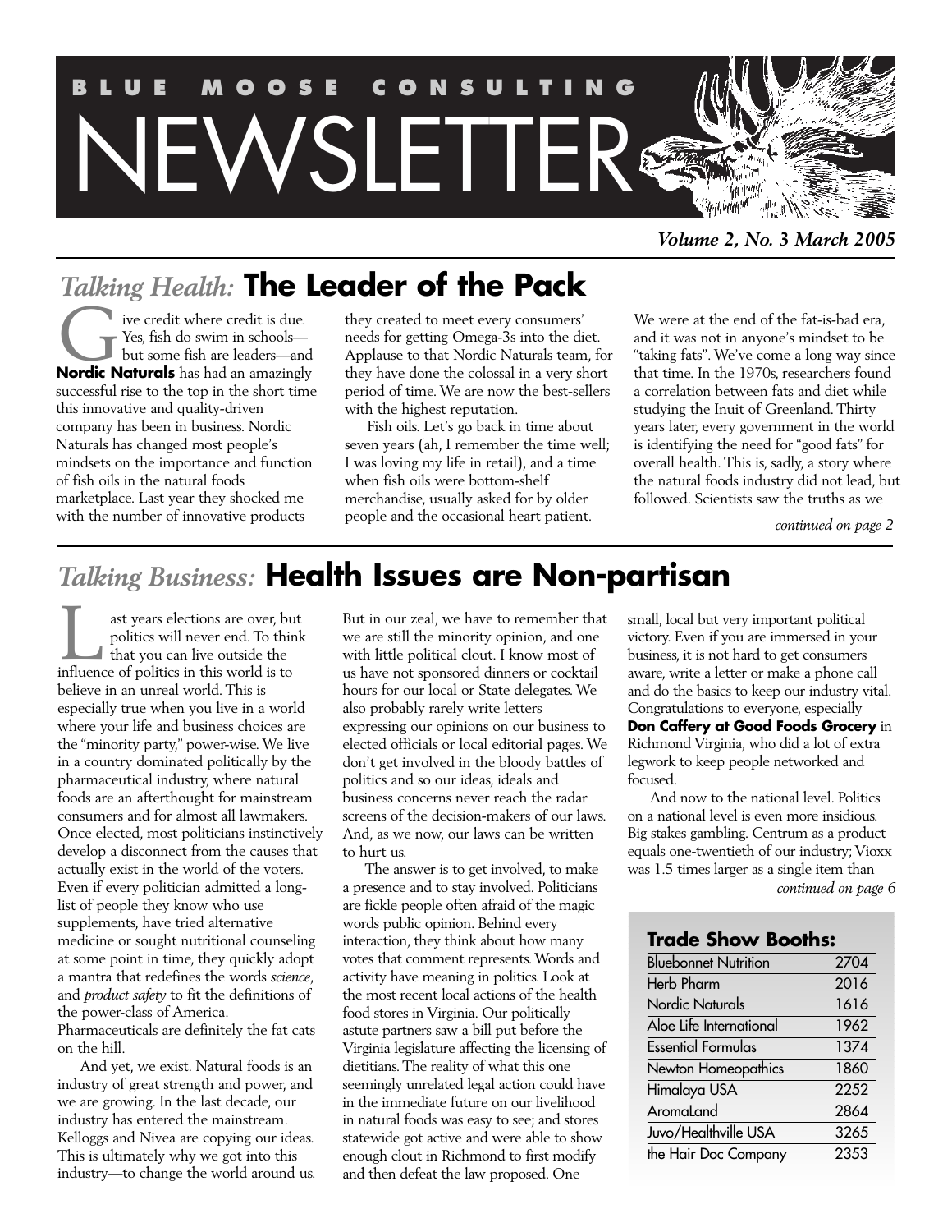# BLUE MOOSE CONSULTING NEWSLETTER

*Volume 2, No. 3 March 2005*

## *Talking Health:* The Leader of the Pack

Give credit where credit is due. Yes, fish do swim in schools—but some fish are leaders—and **Nordic Naturals** has had an amazingly successful rise to the top in the short time this innovative and quality-driven company has been in business. Nordic Naturals has changed most people's mindsets on the importance and function of fish oils in the natural foods marketplace. Last year they shocked me with the number of innovative products they created to meet every consumers' needs for getting Omega-3s into the diet. Applause to that Nordic Naturals team, for they have done the colossal in a very short period of time. We are now the best-sellers with the highest reputation.

Fish oils. Let's go back in time about seven years (ah, I remember the time well; I was loving my life in retail), and a time when fish oils were bottom-shelf merchandise, usually asked for by older people and the occasional heart patient. We were at the end of the fat-is-bad era, and it was not in anyone's mindset to be "taking fats". We've come a long way since that time. In the 1970s, researchers found a correlation between fats and diet while studying the Inuit of Greenland. Thirty years later, every government in the world is identifying the need for "good fats" for overall health. This is, sadly, a story where the natural foods industry did not lead, but followed. Scientists saw the truths as we

*continued on page 2*

## *Talking Business:* Health Issues are Non-partisan

Last years elections are over, but politics will never end. To think that you can live outside the influence of politics in this world is to believe in an unreal world. This is especially true when you live in a world where your life and business choices are the "minority party," power-wise. We live in a country dominated politically by the pharmaceutical industry, where natural foods are an afterthought for mainstream consumers and for almost all lawmakers. Once elected, most politicians instinctively develop a disconnect from the causes that actually exist in the world of the voters. Even if every politician admitted a long-list of people they know who use supplements, have tried alternative medicine or sought nutritional counseling at some point in time, they quickly adopt a mantra that redefines the words *science*, and *product safety* to fit the definitions of the power-class of America. Pharmaceuticals are definitely the fat cats on the hill.

And yet, we exist. Natural foods is an industry of great strength and power, and we are growing. In the last decade, our industry has entered the mainstream. Kelloggs and Nivea are copying our ideas. This is ultimately why we got into this industry—to change the world around us. But in our zeal, we have to remember that we are still the minority opinion, and one with little political clout. I know most of us have not sponsored dinners or cocktail hours for our local or State delegates. We also probably rarely write letters expressing our opinions on our business to elected officials or local editorial pages. We don't get involved in the bloody battles of politics and so our ideas, ideals and business concerns never reach the radar screens of the decision-makers of our laws. And, as we now, our laws can be written to hurt us.

The answer is to get involved, to make a presence and to stay involved. Politicians are fickle people often afraid of the magic words public opinion. Behind every interaction, they think about how many votes that comment represents. Words and activity have meaning in politics. Look at the most recent local actions of the health food stores in Virginia. Our politically astute partners saw a bill put before the Virginia legislature affecting the licensing of dietitians. The reality of what this one seemingly unrelated legal action could have in the immediate future on our livelihood in natural foods was easy to see; and stores statewide got active and were able to show enough clout in Richmond to first modify and then defeat the law proposed. One small, local but very important political victory. Even if you are immersed in your business, it is not hard to get consumers aware, write a letter or make a phone call and do the basics to keep our industry vital. Congratulations to everyone, especially **Don Caffery at Good Foods Grocery** in Richmond Virginia, who did a lot of extra legwork to keep people networked and focused.

And now to the national level. Politics on a national level is even more insidious. Big stakes gambling. Centrum as a product equals one-twentieth of our industry; Vioxx was 1.5 times larger as a single item than

*continued on page 6*

### Trade Show Booths:

| Company | Booth |
|---|---|
| Bluebonnet Nutrition | 2704 |
| Herb Pharm | 2016 |
| Nordic Naturals | 1616 |
| Aloe Life International | 1962 |
| Essential Formulas | 1374 |
| Newton Homeopathics | 1860 |
| Himalaya USA | 2252 |
| AromaLand | 2864 |
| Juvo/Healthville USA | 3265 |
| the Hair Doc Company | 2353 |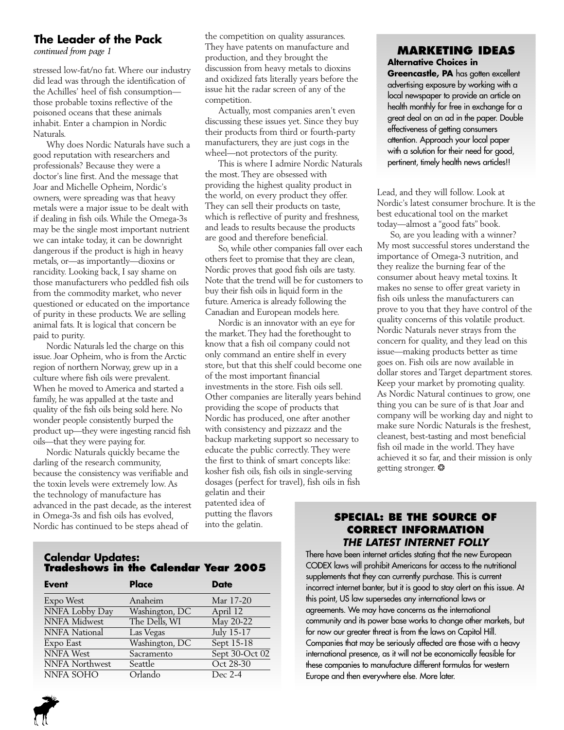## The Leader of the Pack

*continued from page 1*

stressed low-fat/no fat. Where our industry did lead was through the identification of the Achilles' heel of fish consumption—those probable toxins reflective of the poisoned oceans that these animals inhabit. Enter a champion in Nordic Naturals.

Why does Nordic Naturals have such a good reputation with researchers and professionals? Because they were a doctor's line first. And the message that Joar and Michelle Opheim, Nordic's owners, were spreading was that heavy metals were a major issue to be dealt with if dealing in fish oils. While the Omega-3s may be the single most important nutrient we can intake today, it can be downright dangerous if the product is high in heavy metals, or—as importantly—dioxins or rancidity. Looking back, I say shame on those manufacturers who peddled fish oils from the commodity market, who never questioned or educated on the importance of purity in these products. We are selling animal fats. It is logical that concern be paid to purity.

Nordic Naturals led the charge on this issue. Joar Opheim, who is from the Arctic region of northern Norway, grew up in a culture where fish oils were prevalent. When he moved to America and started a family, he was appalled at the taste and quality of the fish oils being sold here. No wonder people consistently burped the product up—they were ingesting rancid fish oils—that they were paying for.

Nordic Naturals quickly became the darling of the research community, because the consistency was verifiable and the toxin levels were extremely low. As the technology of manufacture has advanced in the past decade, as the interest in Omega-3s and fish oils has evolved, Nordic has continued to be steps ahead of the competition on quality assurances. They have patents on manufacture and production, and they brought the discussion from heavy metals to dioxins and oxidized fats literally years before the issue hit the radar screen of any of the competition.

Actually, most companies aren't even discussing these issues yet. Since they buy their products from third or fourth-party manufacturers, they are just cogs in the wheel—not protectors of the purity.

This is where I admire Nordic Naturals the most. They are obsessed with providing the highest quality product in the world, on every product they offer. They can sell their products on taste, which is reflective of purity and freshness, and leads to results because the products are good and therefore beneficial.

So, while other companies fall over each others feet to promise that they are clean, Nordic proves that good fish oils are tasty. Note that the trend will be for customers to buy their fish oils in liquid form in the future. America is already following the Canadian and European models here.

Nordic is an innovator with an eye for the market. They had the forethought to know that a fish oil company could not only command an entire shelf in every store, but that this shelf could become one of the most important financial investments in the store. Fish oils sell. Other companies are literally years behind providing the scope of products that Nordic has produced, one after another with consistency and pizzazz and the backup marketing support so necessary to educate the public correctly. They were the first to think of smart concepts like: kosher fish oils, fish oils in single-serving dosages (perfect for travel), fish oils in fish gelatin and their patented idea of putting the flavors into the gelatin.

Lead, and they will follow. Look at Nordic's latest consumer brochure. It is the best educational tool on the market today—almost a "good fats" book.

So, are you leading with a winner? My most successful stores understand the importance of Omega-3 nutrition, and they realize the burning fear of the consumer about heavy metal toxins. It makes no sense to offer great variety in fish oils unless the manufacturers can prove to you that they have control of the quality concerns of this volatile product. Nordic Naturals never strays from the concern for quality, and they lead on this issue—making products better as time goes on. Fish oils are now available in dollar stores and Target department stores. Keep your market by promoting quality. As Nordic Natural continues to grow, one thing you can be sure of is that Joar and company will be working day and night to make sure Nordic Naturals is the freshest, cleanest, best-tasting and most beneficial fish oil made in the world. They have achieved it so far, and their mission is only getting stronger. ❂

## MARKETING IDEAS

**Alternative Choices in Greencastle, PA** has gotten excellent advertising exposure by working with a local newspaper to provide an article on health monthly for free in exchange for a great deal on an ad in the paper. Double effectiveness of getting consumers attention. Approach your local paper with a solution for their need for good, pertinent, timely health news articles!!

## Calendar Updates: Tradeshows in the Calendar Year 2005

| Event | Place | Date |
|---|---|---|
| Expo West | Anaheim | Mar 17-20 |
| NNFA Lobby Day | Washington, DC | April 12 |
| NNFA Midwest | The Dells, WI | May 20-22 |
| NNFA National | Las Vegas | July 15-17 |
| Expo East | Washington, DC | Sept 15-18 |
| NNFA West | Sacramento | Sept 30-Oct 02 |
| NNFA Northwest | Seattle | Oct 28-30 |
| NNFA SOHO | Orlando | Dec 2-4 |

## SPECIAL: BE THE SOURCE OF CORRECT INFORMATION
### *THE LATEST INTERNET FOLLY*

There have been internet articles stating that the new European CODEX laws will prohibit Americans for access to the nutritional supplements that they can currently purchase. This is current incorrect internet banter, but it is good to stay alert on this issue. At this point, US law supersedes any international laws or agreements. We may have concerns as the international community and its power base works to change other markets, but for now our greater threat is from the laws on Capitol Hill. Companies that may be seriously affected are those with a heavy international presence, as it will not be economically feasible for these companies to manufacture different formulas for western Europe and then everywhere else. More later.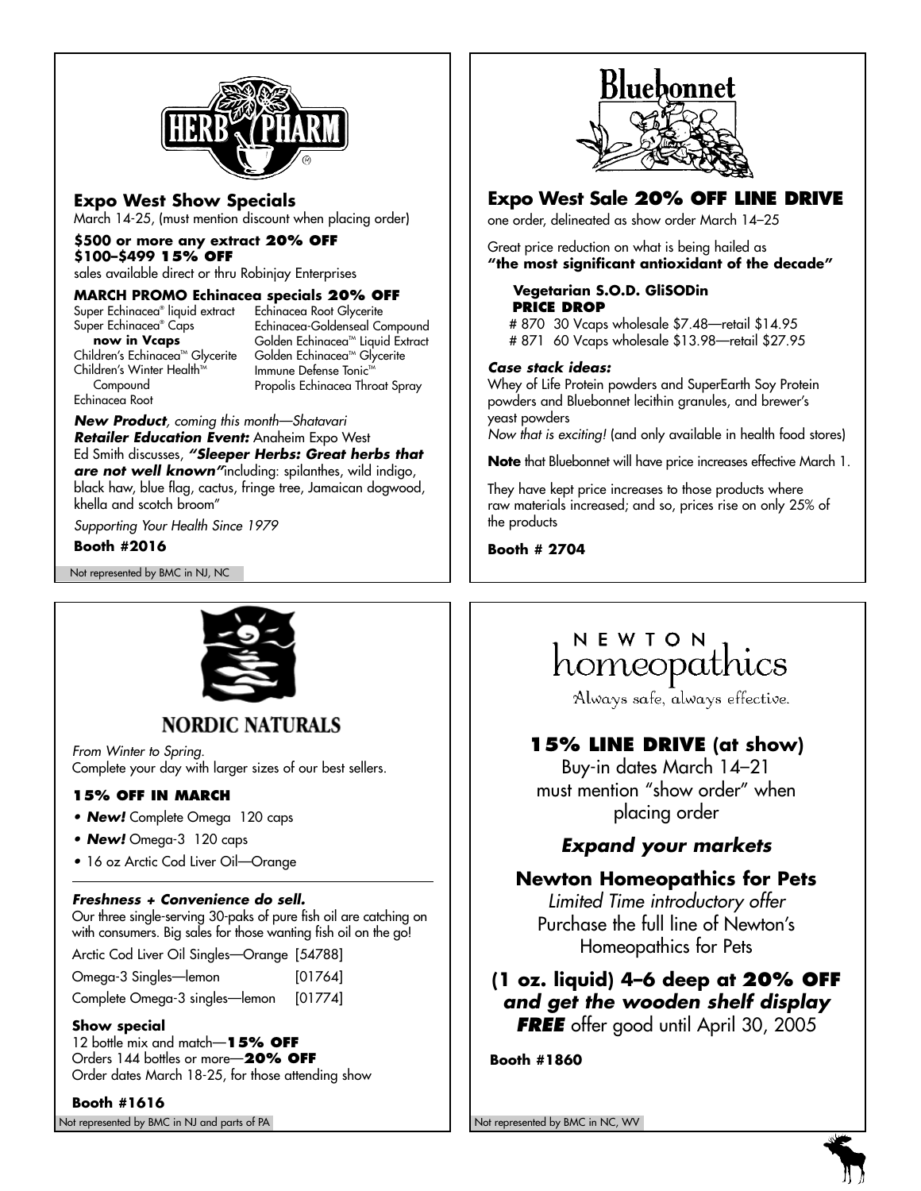## HERB PHARM

### Expo West Show Specials

March 14-25, (must mention discount when placing order)

**$500 or more any extract 20% OFF**
**$100–$499 15% OFF**
sales available direct or thru Robinjay Enterprises

**MARCH PROMO Echinacea specials 20% OFF**

- Super Echinacea® liquid extract
- Super Echinacea® Caps **now in Vcaps**
- Children's Echinacea™ Glycerite
- Children's Winter Health™ Compound
- Echinacea Root
- Echinacea Root Glycerite
- Echinacea-Goldenseal Compound
- Golden Echinacea™ Liquid Extract
- Golden Echinacea™ Glycerite
- Immune Defense Tonic™
- Propolis Echinacea Throat Spray

***New Product**, coming this month—Shatavari*

***Retailer Education Event:*** Anaheim Expo West
Ed Smith discusses, ***"Sleeper Herbs: Great herbs that are not well known"*** including: spilanthes, wild indigo, black haw, blue flag, cactus, fringe tree, Jamaican dogwood, khella and scotch broom"

*Supporting Your Health Since 1979*

**Booth #2016**

Not represented by BMC in NJ, NC

## Bluebonnet

### Expo West Sale 20% OFF LINE DRIVE

one order, delineated as show order March 14–25

Great price reduction on what is being hailed as
**"the most significant antioxidant of the decade"**

**Vegetarian S.O.D. GliSODin**
**PRICE DROP**
# 870 30 Vcaps wholesale $7.48—retail $14.95
# 871 60 Vcaps wholesale $13.98—retail $27.95

***Case stack ideas:***
Whey of Life Protein powders and SuperEarth Soy Protein powders and Bluebonnet lecithin granules, and brewer's yeast powders
*Now that is exciting!* (and only available in health food stores)

**Note** that Bluebonnet will have price increases effective March 1.

They have kept price increases to those products where raw materials increased; and so, prices rise on only 25% of the products

**Booth # 2704**

## NORDIC NATURALS

*From Winter to Spring.*
Complete your day with larger sizes of our best sellers.

**15% OFF IN MARCH**

- ***New!*** Complete Omega 120 caps
- ***New!*** Omega-3 120 caps
- 16 oz Arctic Cod Liver Oil—Orange

***Freshness + Convenience do sell.***
Our three single-serving 30-paks of pure fish oil are catching on with consumers. Big sales for those wanting fish oil on the go!

| | |
|---|---|
| Arctic Cod Liver Oil Singles—Orange | [54788] |
| Omega-3 Singles—lemon | [01764] |
| Complete Omega-3 singles—lemon | [01774] |

**Show special**
12 bottle mix and match—**15% OFF**
Orders 144 bottles or more—**20% OFF**
Order dates March 18-25, for those attending show

**Booth #1616**

Not represented by BMC in NJ and parts of PA

## NEWTON homeopathics

*Always safe, always effective.*

### 15% LINE DRIVE (at show)

Buy-in dates March 14–21
must mention "show order" when placing order

***Expand your markets***

**Newton Homeopathics for Pets**
*Limited Time introductory offer*
Purchase the full line of Newton's Homeopathics for Pets

**(1 oz. liquid) 4–6 deep at 20% OFF** ***and get the wooden shelf display FREE*** offer good until April 30, 2005

**Booth #1860**

Not represented by BMC in NC, WV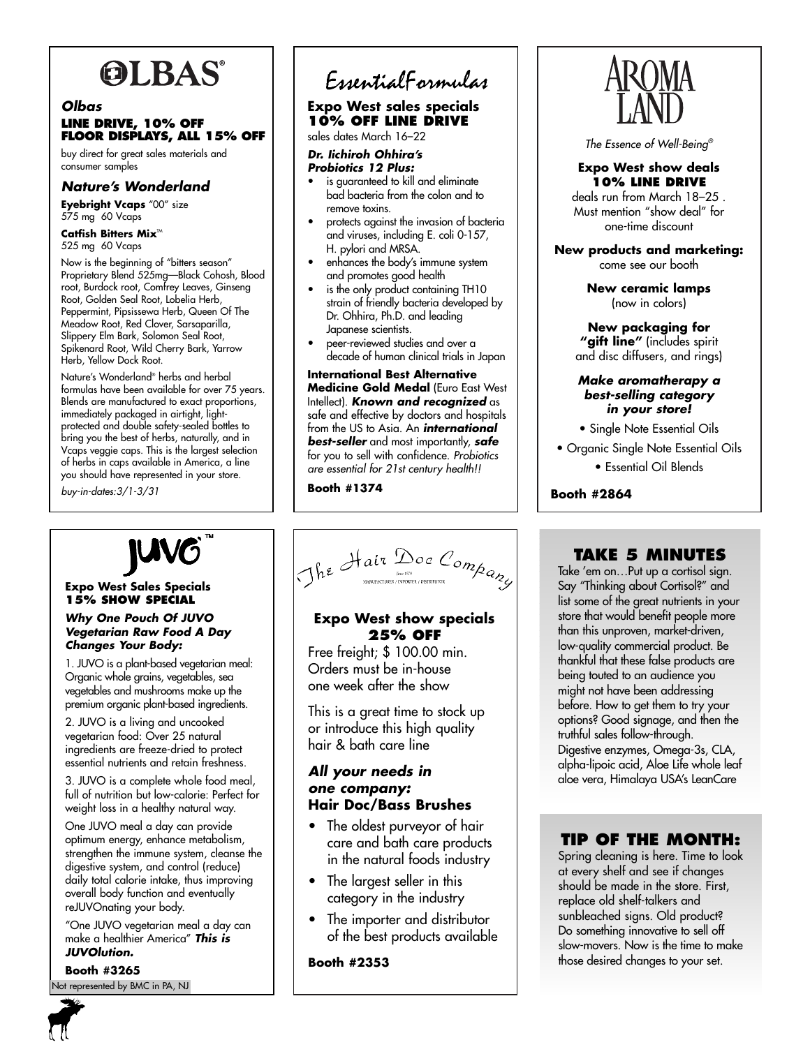# OLBAS®

***Olbas***

**LINE DRIVE, 10% OFF**
**FLOOR DISPLAYS, ALL 15% OFF**

buy direct for great sales materials and consumer samples

### *Nature's Wonderland*

**Eyebright Vcaps** "00" size
575 mg 60 Vcaps

**Catfish Bitters Mix**™
525 mg 60 Vcaps

Now is the beginning of "bitters season" Proprietary Blend 525mg—Black Cohosh, Blood root, Burdock root, Comfrey Leaves, Ginseng Root, Golden Seal Root, Lobelia Herb, Peppermint, Pipsissewa Herb, Queen Of The Meadow Root, Red Clover, Sarsaparilla, Slippery Elm Bark, Solomon Seal Root, Spikenard Root, Wild Cherry Bark, Yarrow Herb, Yellow Dock Root.

Nature's Wonderland® herbs and herbal formulas have been available for over 75 years. Blends are manufactured to exact proportions, immediately packaged in airtight, light-protected and double safety-sealed bottles to bring you the best of herbs, naturally, and in Vcaps veggie caps. This is the largest selection of herbs in caps available in America, a line you should have represented in your store.

*buy-in-dates:3/1-3/31*

---

# EssentialFormulas

**Expo West sales specials**
**10% OFF LINE DRIVE**

sales dates March 16–22

***Dr. Iichiroh Ohhira's Probiotics 12 Plus:***

- is guaranteed to kill and eliminate bad bacteria from the colon and to remove toxins.
- protects against the invasion of bacteria and viruses, including E. coli 0-157, H. pylori and MRSA.
- enhances the body's immune system and promotes good health
- is the only product containing TH10 strain of friendly bacteria developed by Dr. Ohhira, Ph.D. and leading Japanese scientists.
- peer-reviewed studies and over a decade of human clinical trials in Japan

**International Best Alternative Medicine Gold Medal** (Euro East West Intellect). ***Known and recognized*** as safe and effective by doctors and hospitals from the US to Asia. An ***international best-seller*** and most importantly, ***safe*** for you to sell with confidence. *Probiotics are essential for 21st century health!!*

**Booth #1374**

---

# AROMA LAND

*The Essence of Well-Being®*

**Expo West show deals**
**10% LINE DRIVE**

deals run from March 18–25 . Must mention "show deal" for one-time discount

**New products and marketing:** come see our booth

**New ceramic lamps** (now in colors)

**New packaging for "gift line"** (includes spirit and disc diffusers, and rings)

***Make aromatherapy a best-selling category in your store!***

- Single Note Essential Oils
- Organic Single Note Essential Oils
- Essential Oil Blends

**Booth #2864**

---

# JUVO™

**Expo West Sales Specials**
**15% SHOW SPECIAL**

***Why One Pouch Of JUVO Vegetarian Raw Food A Day Changes Your Body:***

1. JUVO is a plant-based vegetarian meal: Organic whole grains, vegetables, sea vegetables and mushrooms make up the premium organic plant-based ingredients.

2. JUVO is a living and uncooked vegetarian food: Over 25 natural ingredients are freeze-dried to protect essential nutrients and retain freshness.

3. JUVO is a complete whole food meal, full of nutrition but low-calorie: Perfect for weight loss in a healthy natural way.

One JUVO meal a day can provide optimum energy, enhance metabolism, strengthen the immune system, cleanse the digestive system, and control (reduce) daily total calorie intake, thus improving overall body function and eventually reJUVOnating your body.

"One JUVO vegetarian meal a day can make a healthier America" ***This is JUVOlution.***

**Booth #3265**

Not represented by BMC in PA, NJ

---

# The Hair Doc Company

Since 1979
MANUFACTURER / IMPORTER / DISTRIBUTOR

**Expo West show specials**
**25% OFF**

Free freight; $ 100.00 min. Orders must be in-house one week after the show

This is a great time to stock up or introduce this high quality hair & bath care line

***All your needs in one company:***
**Hair Doc/Bass Brushes**

- The oldest purveyor of hair care and bath care products in the natural foods industry
- The largest seller in this category in the industry
- The importer and distributor of the best products available

**Booth #2353**

---

## TAKE 5 MINUTES

Take 'em on…Put up a cortisol sign. Say "Thinking about Cortisol?" and list some of the great nutrients in your store that would benefit people more than this unproven, market-driven, low-quality commercial product. Be thankful that these false products are being touted to an audience you might not have been addressing before. How to get them to try your options? Good signage, and then the truthful sales follow-through. Digestive enzymes, Omega-3s, CLA, alpha-lipoic acid, Aloe Life whole leaf aloe vera, Himalaya USA's LeanCare

## TIP OF THE MONTH:

Spring cleaning is here. Time to look at every shelf and see if changes should be made in the store. First, replace old shelf-talkers and sunbleached signs. Old product? Do something innovative to sell off slow-movers. Now is the time to make those desired changes to your set.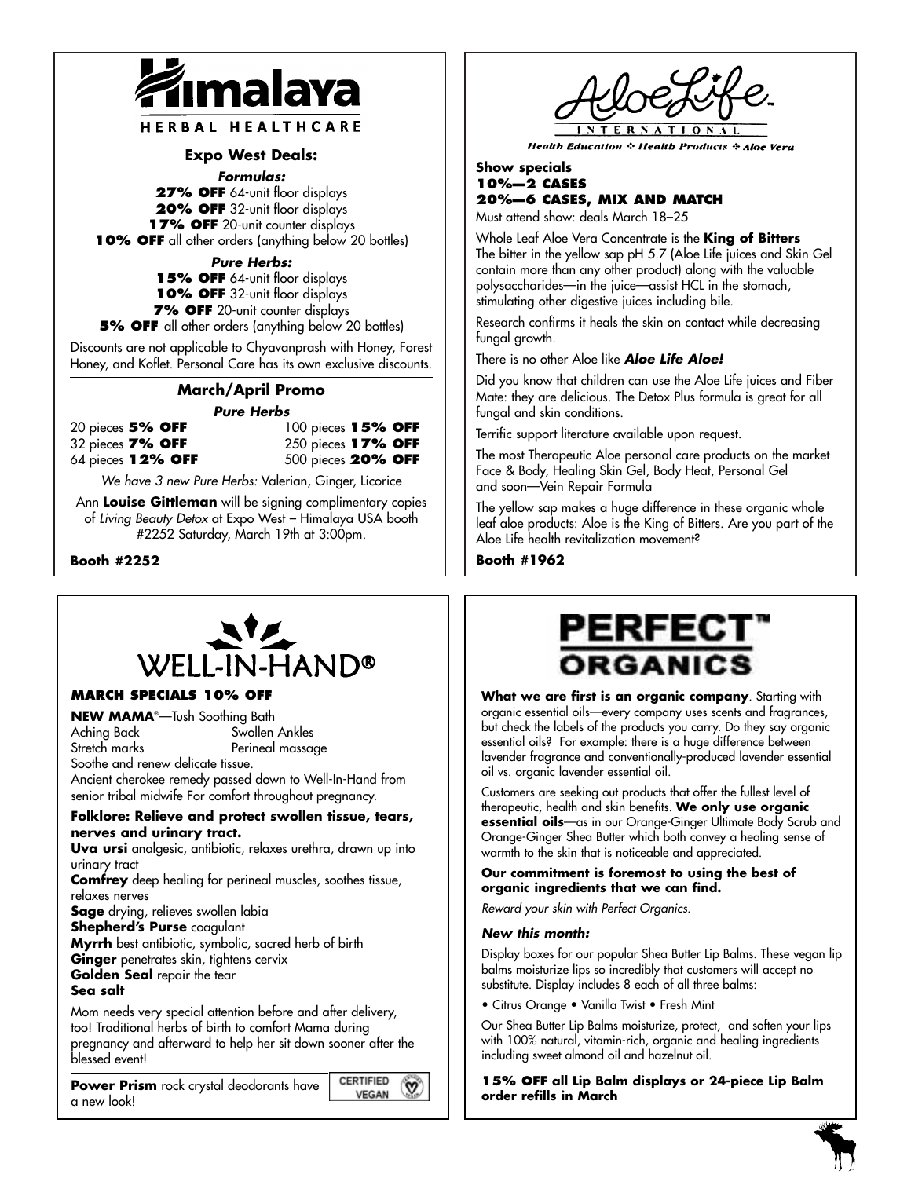# Himalaya HERBAL HEALTHCARE

### Expo West Deals:

***Formulas:***

**27% OFF** 64-unit floor displays
**20% OFF** 32-unit floor displays
**17% OFF** 20-unit counter displays
**10% OFF** all other orders (anything below 20 bottles)

***Pure Herbs:***

**15% OFF** 64-unit floor displays
**10% OFF** 32-unit floor displays
**7% OFF** 20-unit counter displays
**5% OFF** all other orders (anything below 20 bottles)

Discounts are not applicable to Chyavanprash with Honey, Forest Honey, and Koflet. Personal Care has its own exclusive discounts.

### March/April Promo

***Pure Herbs***

20 pieces **5% OFF**
32 pieces **7% OFF**
64 pieces **12% OFF**
100 pieces **15% OFF**
250 pieces **17% OFF**
500 pieces **20% OFF**

*We have 3 new Pure Herbs:* Valerian, Ginger, Licorice

Ann **Louise Gittleman** will be signing complimentary copies of *Living Beauty Detox* at Expo West – Himalaya USA booth #2252 Saturday, March 19th at 3:00pm.

**Booth #2252**

# AloeLife INTERNATIONAL

*Health Education ❖ Health Products ❖ Aloe Vera*

**Show specials**
**10%—2 CASES**
**20%—6 CASES, MIX AND MATCH**
Must attend show: deals March 18–25

Whole Leaf Aloe Vera Concentrate is the **King of Bitters** The bitter in the yellow sap pH 5.7 (Aloe Life juices and Skin Gel contain more than any other product) along with the valuable polysaccharides—in the juice—assist HCL in the stomach, stimulating other digestive juices including bile.

Research confirms it heals the skin on contact while decreasing fungal growth.

There is no other Aloe like ***Aloe Life Aloe!***

Did you know that children can use the Aloe Life juices and Fiber Mate: they are delicious. The Detox Plus formula is great for all fungal and skin conditions.

Terrific support literature available upon request.

The most Therapeutic Aloe personal care products on the market Face & Body, Healing Skin Gel, Body Heat, Personal Gel and soon—Vein Repair Formula

The yellow sap makes a huge difference in these organic whole leaf aloe products: Aloe is the King of Bitters. Are you part of the Aloe Life health revitalization movement?

**Booth #1962**

# WELL-IN-HAND®

**MARCH SPECIALS 10% OFF**

**NEW MAMA**®—Tush Soothing Bath
Aching Back — Swollen Ankles
Stretch marks — Perineal massage
Soothe and renew delicate tissue.
Ancient cherokee remedy passed down to Well-In-Hand from senior tribal midwife For comfort throughout pregnancy.

**Folklore: Relieve and protect swollen tissue, tears, nerves and urinary tract.**

**Uva ursi** analgesic, antibiotic, relaxes urethra, drawn up into urinary tract
**Comfrey** deep healing for perineal muscles, soothes tissue, relaxes nerves
**Sage** drying, relieves swollen labia
**Shepherd's Purse** coagulant
**Myrrh** best antibiotic, symbolic, sacred herb of birth
**Ginger** penetrates skin, tightens cervix
**Golden Seal** repair the tear
**Sea salt**

Mom needs very special attention before and after delivery, too! Traditional herbs of birth to comfort Mama during pregnancy and afterward to help her sit down sooner after the blessed event!

**Power Prism** rock crystal deodorants have a new look!

CERTIFIED VEGAN

# PERFECT™ ORGANICS

**What we are first is an organic company**. Starting with organic essential oils—every company uses scents and fragrances, but check the labels of the products you carry. Do they say organic essential oils? For example: there is a huge difference between lavender fragrance and conventionally-produced lavender essential oil vs. organic lavender essential oil.

Customers are seeking out products that offer the fullest level of therapeutic, health and skin benefits. **We only use organic essential oils**—as in our Orange-Ginger Ultimate Body Scrub and Orange-Ginger Shea Butter which both convey a healing sense of warmth to the skin that is noticeable and appreciated.

**Our commitment is foremost to using the best of organic ingredients that we can find.**

*Reward your skin with Perfect Organics.*

***New this month:***

Display boxes for our popular Shea Butter Lip Balms. These vegan lip balms moisturize lips so incredibly that customers will accept no substitute. Display includes 8 each of all three balms:

- Citrus Orange • Vanilla Twist • Fresh Mint

Our Shea Butter Lip Balms moisturize, protect, and soften your lips with 100% natural, vitamin-rich, organic and healing ingredients including sweet almond oil and hazelnut oil.

**15% OFF all Lip Balm displays or 24-piece Lip Balm order refills in March**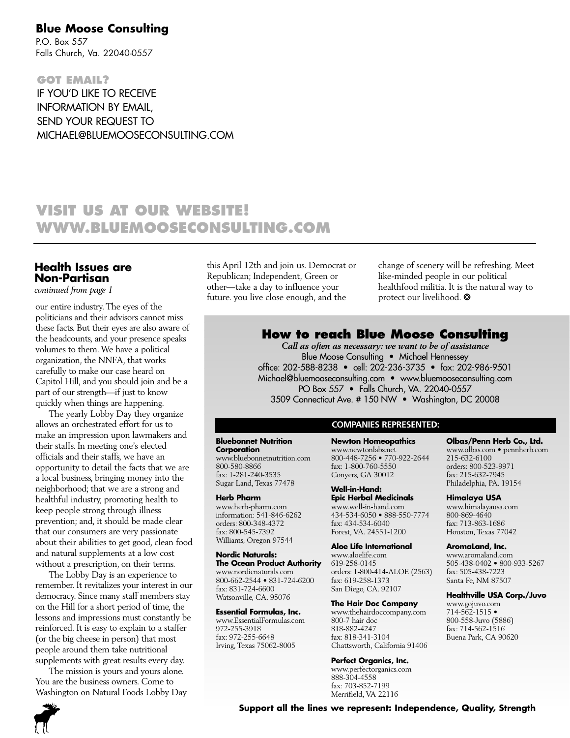**Blue Moose Consulting**
P.O. Box 557
Falls Church, Va. 22040-0557

**GOT EMAIL?**

IF YOU'D LIKE TO RECEIVE INFORMATION BY EMAIL, SEND YOUR REQUEST TO MICHAEL@BLUEMOOSECONSULTING.COM

## VISIT US AT OUR WEBSITE! WWW.BLUEMOOSECONSULTING.COM

---

## Health Issues are Non-Partisan

*continued from page 1*

our entire industry. The eyes of the politicians and their advisors cannot miss these facts. But their eyes are also aware of the headcounts, and your presence speaks volumes to them. We have a political organization, the NNFA, that works carefully to make our case heard on Capitol Hill, and you should join and be a part of our strength—if just to know quickly when things are happening.

The yearly Lobby Day they organize allows an orchestrated effort for us to make an impression upon lawmakers and their staffs. In meeting one's elected officials and their staffs, we have an opportunity to detail the facts that we are a local business, bringing money into the neighborhood; that we are a strong and healthful industry, promoting health to keep people strong through illness prevention; and, it should be made clear that our consumers are very passionate about their abilities to get good, clean food and natural supplements at a low cost without a prescription, on their terms.

The Lobby Day is an experience to remember. It revitalizes your interest in our democracy. Since many staff members stay on the Hill for a short period of time, the lessons and impressions must constantly be reinforced. It is easy to explain to a staffer (or the big cheese in person) that most people around them take nutritional supplements with great results every day.

The mission is yours and yours alone. You are the business owners. Come to Washington on Natural Foods Lobby Day this April 12th and join us. Democrat or Republican; Independent, Green or other—take a day to influence your future. you live close enough, and the change of scenery will be refreshing. Meet like-minded people in our political healthfood militia. It is the natural way to protect our livelihood. ❂

## How to reach Blue Moose Consulting

***Call as often as necessary: we want to be of assistance***

Blue Moose Consulting • Michael Hennessey
office: 202-588-8238 • cell: 202-236-3735 • fax: 202-986-9501
Michael@bluemooseconsulting.com • www.bluemooseconsulting.com
PO Box 557 • Falls Church, VA. 22040-0557
3509 Connecticut Ave. # 150 NW • Washington, DC 20008

### COMPANIES REPRESENTED:

**Bluebonnet Nutrition Corporation**
www.bluebonnetnutrition.com
800-580-8866
fax: 1-281-240-3535
Sugar Land, Texas 77478

**Herb Pharm**
www.herb-pharm.com
information: 541-846-6262
orders: 800-348-4372
fax: 800-545-7392
Williams, Oregon 97544

**Nordic Naturals: The Ocean Product Authority**
www.nordicnaturals.com
800-662-2544 • 831-724-6200
fax: 831-724-6600
Watsonville, CA. 95076

**Essential Formulas, Inc.**
www.EssentialFormulas.com
972-255-3918
fax: 972-255-6648
Irving, Texas 75062-8005

**Newton Homeopathics**
www.newtonlabs.net
800-448-7256 • 770-922-2644
fax: 1-800-760-5550
Conyers, GA 30012

**Well-in-Hand: Epic Herbal Medicinals**
www.well-in-hand.com
434-534-6050 • 888-550-7774
fax: 434-534-6040
Forest, VA. 24551-1200

**Aloe Life International**
www.aloelife.com
619-258-0145
orders: 1-800-414-ALOE (2563)
fax: 619-258-1373
San Diego, CA. 92107

**The Hair Doc Company**
www.thehairdoccompany.com
800-7 hair doc
818-882-4247
fax: 818-341-3104
Chattsworth, California 91406

**Perfect Organics, Inc.**
www.perfectorganics.com
888-304-4558
fax: 703-852-7199
Merrifield, VA 22116

**Olbas/Penn Herb Co., Ltd.**
www.olbas.com • pennherb.com
215-632-6100
orders: 800-523-9971
fax: 215-632-7945
Philadelphia, PA. 19154

**Himalaya USA**
www.himalayausa.com
800-869-4640
fax: 713-863-1686
Houston, Texas 77042

**AromaLand, Inc.**
www.aromaland.com
505-438-0402 • 800-933-5267
fax: 505-438-7223
Santa Fe, NM 87507

**Healthville USA Corp./Juvo**
www.gojuvo.com
714-562-1515 •
800-558-Juvo (5886)
fax: 714-562-1516
Buena Park, CA 90620

**Support all the lines we represent: Independence, Quality, Strength**